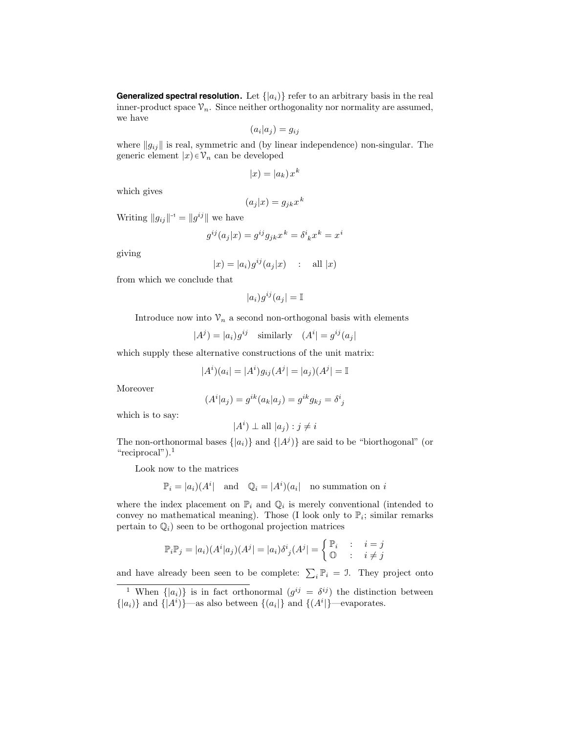**Generalized spectral resolution.** Let $\{|a_i)\}$ refer to an arbitrary basis in the real inner-product space $\mathcal{V}_n$. Since neither orthogonality nor normality are assumed, we have

$$(a_i|a_j) = g_{ij}$$

where $\|g_{ij}\|$ is real, symmetric and (by linear independence) non-singular. The generic element $|x) \in \mathcal{V}_n$ can be developed

$$|x) = |a_k)\, x^k$$

which gives

$$(a_j|x) = g_{jk}x^k$$

Writing $\|g_{ij}\|^{-1} = \|g^{ij}\|$ we have

$$g^{ij}(a_j|x) = g^{ij}g_{jk}x^k = \delta^i{}_k x^k = x^i$$

giving

$$|x) = |a_i)g^{ij}(a_j|x) \quad : \quad \text{all } |x)$$

from which we conclude that

$$|a_i)g^{ij}(a_j| = \mathbb{I}$$

Introduce now into $\mathcal{V}_n$ a second non-orthogonal basis with elements

$$|A^j) = |a_i)g^{ij} \quad \text{similarly} \quad (A^i| = g^{ij}(a_j|$$

which supply these alternative constructions of the unit matrix:

$$|A^i)(a_i| = |A^i)g_{ij}(A^j| = |a_j)(A^j| = \mathbb{I}$$

Moreover

$$(A^i|a_j) = g^{ik}(a_k|a_j) = g^{ik}g_{kj} = \delta^i{}_j$$

which is to say:

$$|A^i) \perp \text{all } |a_j) : j \neq i$$

The non-orthonormal bases $\{|a_i)\}$ and $\{|A^j)\}$ are said to be "biorthogonal" (or "reciprocal").[1]

Look now to the matrices

$$\mathbb{P}_i = |a_i)(A^i| \quad \text{and} \quad \mathbb{Q}_i = |A^i)(a_i| \quad \text{no summation on } i$$

where the index placement on $\mathbb{P}_i$ and $\mathbb{Q}_i$ is merely conventional (intended to convey no mathematical meaning). Those (I look only to $\mathbb{P}_i$; similar remarks pertain to $\mathbb{Q}_i$) seen to be orthogonal projection matrices

$$\mathbb{P}_i\mathbb{P}_j = |a_i)(A^i|a_j)(A^j| = |a_i)\delta^i{}_j(A^j| = \begin{cases} \mathbb{P}_i & : \quad i = j \\ \mathbb{O} & : \quad i \neq j \end{cases}$$

and have already been seen to be complete: $\sum_i \mathbb{P}_i = \mathcal{I}$. They project onto

---

[1] When $\{|a_i)\}$ is in fact orthonormal ($g^{ij} = \delta^{ij}$) the distinction between $\{|a_i)\}$ and $\{|A^i)\}$—as also between $\{(a_i|\}$ and $\{(A^i|\}$—evaporates.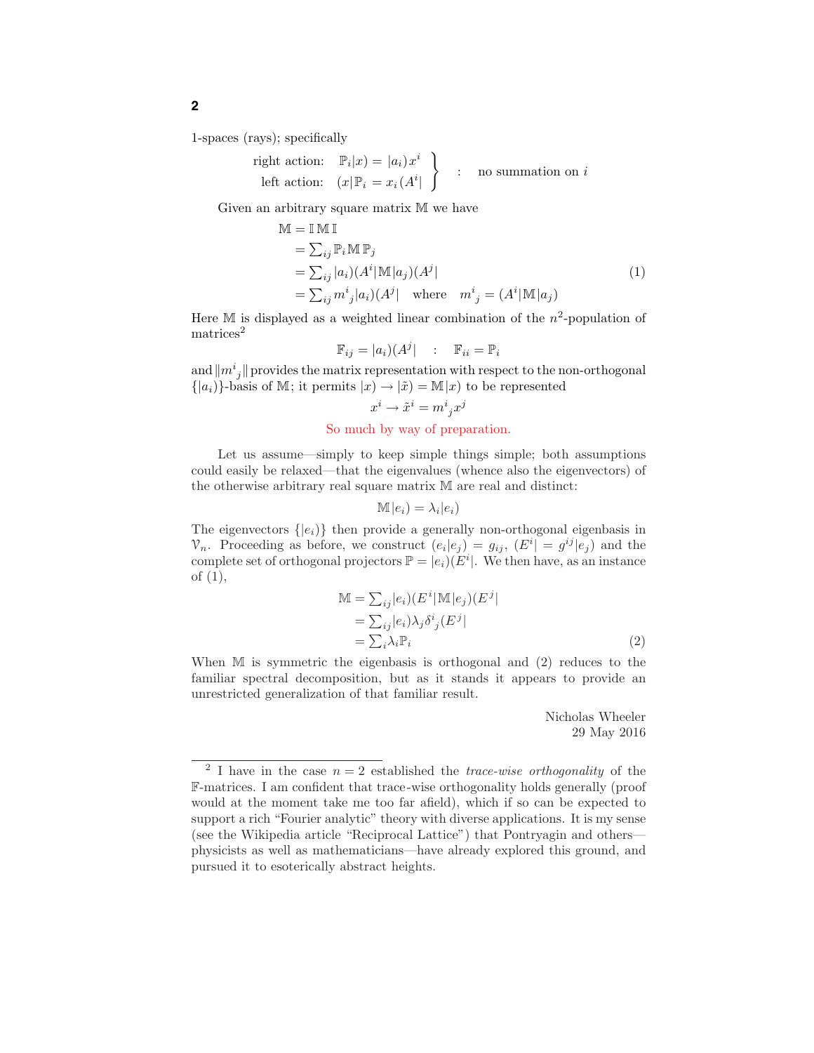1-spaces (rays); specifically

$$\left.\begin{aligned} \text{right action:}\quad & \mathbb{P}_i|x) = |a_i)\,x^i \\ \text{left action:}\quad & (x|\mathbb{P}_i = x_i\,(A^i| \end{aligned}\right\} \quad : \quad \text{no summation on } i$$

Given an arbitrary square matrix $\mathbb{M}$ we have

$$\begin{aligned} \mathbb{M} &= \mathbb{I}\,\mathbb{M}\,\mathbb{I} \\ &= \textstyle\sum_{ij} \mathbb{P}_i \mathbb{M}\,\mathbb{P}_j \\ &= \textstyle\sum_{ij} |a_i)(A^i|\mathbb{M}|a_j)(A^j| \\ &= \textstyle\sum_{ij} m^i{}_j |a_i)(A^j| \quad \text{where} \quad m^i{}_j = (A^i|\mathbb{M}|a_j) \end{aligned} \tag{1}$$

Here $\mathbb{M}$ is displayed as a weighted linear combination of the $n^2$-population of matrices[2]

$$\mathbb{F}_{ij} = |a_i)(A^j| \quad : \quad \mathbb{F}_{ii} = \mathbb{P}_i$$

and $\|m^i{}_j\|$ provides the matrix representation with respect to the non-orthogonal $\{|a_i)\}$-basis of $\mathbb{M}$; it permits $|x) \rightarrow |\tilde{x}) = \mathbb{M}|x)$ to be represented

$$x^i \rightarrow \tilde{x}^i = m^i{}_j x^j$$

So much by way of preparation.

Let us assume—simply to keep simple things simple; both assumptions could easily be relaxed—that the eigenvalues (whence also the eigenvectors) of the otherwise arbitrary real square matrix $\mathbb{M}$ are real and distinct:

$$\mathbb{M}|e_i) = \lambda_i|e_i)$$

The eigenvectors $\{|e_i)\}$ then provide a generally non-orthogonal eigenbasis in $\mathcal{V}_n$. Proceeding as before, we construct $(e_i|e_j) = g_{ij}$, $(E^i| = g^{ij}|e_j)$ and the complete set of orthogonal projectors $\mathbb{P} = |e_i)(E^i|$. We then have, as an instance of (1),

$$\begin{aligned} \mathbb{M} &= \textstyle\sum_{ij} |e_i)(E^i|\mathbb{M}|e_j)(E^j| \\ &= \textstyle\sum_{ij} |e_i)\lambda_j \delta^i{}_j (E^j| \\ &= \textstyle\sum_i \lambda_i \mathbb{P}_i \end{aligned} \tag{2}$$

When $\mathbb{M}$ is symmetric the eigenbasis is orthogonal and (2) reduces to the familiar spectral decomposition, but as it stands it appears to provide an unrestricted generalization of that familiar result.

Nicholas Wheeler
29 May 2016

---

[2] I have in the case $n = 2$ established the *trace-wise orthogonality* of the $\mathbb{F}$-matrices. I am confident that trace-wise orthogonality holds generally (proof would at the moment take me too far afield), which if so can be expected to support a rich "Fourier analytic" theory with diverse applications. It is my sense (see the Wikipedia article "Reciprocal Lattice") that Pontryagin and others—physicists as well as mathematicians—have already explored this ground, and pursued it to esoterically abstract heights.